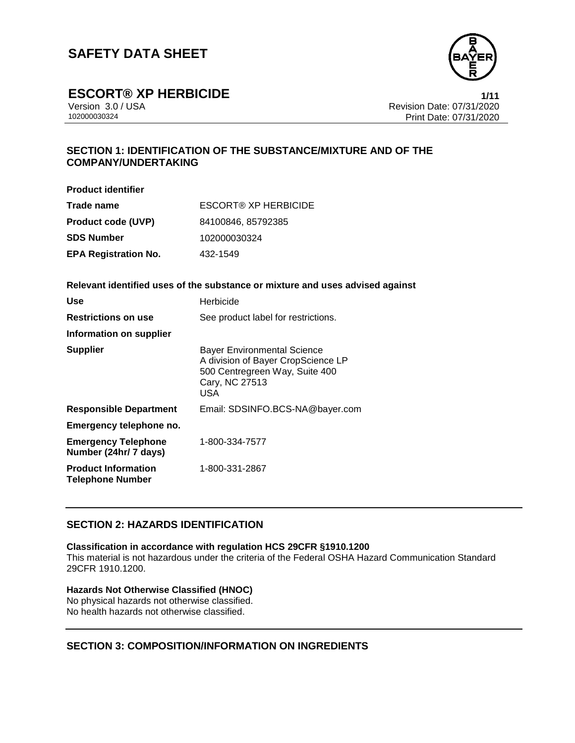# SAFETY DATA SHEET

## ESCORT® XP HERBICIDE

Version 3.0 / USA
102000030324

Revision Date: 07/31/2020
Print Date: 07/31/2020

### SECTION 1: IDENTIFICATION OF THE SUBSTANCE/MIXTURE AND OF THE COMPANY/UNDERTAKING

**Product identifier**

| | |
|---|---|
| **Trade name** | ESCORT® XP HERBICIDE |
| **Product code (UVP)** | 84100846, 85792385 |
| **SDS Number** | 102000030324 |
| **EPA Registration No.** | 432-1549 |

**Relevant identified uses of the substance or mixture and uses advised against**

| | |
|---|---|
| **Use** | Herbicide |
| **Restrictions on use** | See product label for restrictions. |
| **Information on supplier** | |
| **Supplier** | Bayer Environmental Science<br>A division of Bayer CropScience LP<br>500 Centregreen Way, Suite 400<br>Cary, NC 27513<br>USA |
| **Responsible Department** | Email: SDSINFO.BCS-NA@bayer.com |
| **Emergency telephone no.** | |
| **Emergency Telephone Number (24hr/ 7 days)** | 1-800-334-7577 |
| **Product Information Telephone Number** | 1-800-331-2867 |

### SECTION 2: HAZARDS IDENTIFICATION

**Classification in accordance with regulation HCS 29CFR §1910.1200**
This material is not hazardous under the criteria of the Federal OSHA Hazard Communication Standard 29CFR 1910.1200.

**Hazards Not Otherwise Classified (HNOC)**
No physical hazards not otherwise classified.
No health hazards not otherwise classified.

### SECTION 3: COMPOSITION/INFORMATION ON INGREDIENTS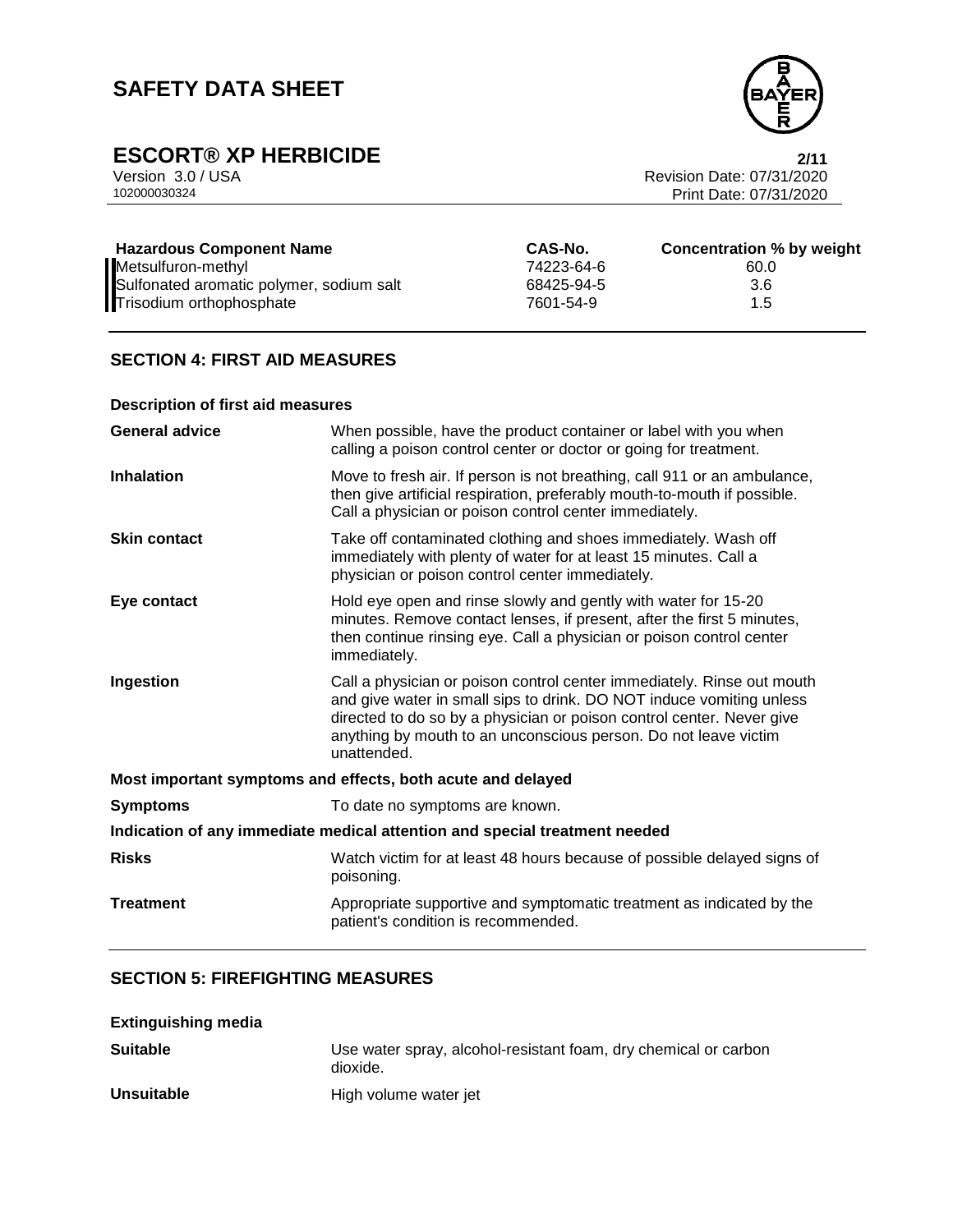| Hazardous Component Name | CAS-No. | Concentration % by weight |
|---|---|---|
| Metsulfuron-methyl | 74223-64-6 | 60.0 |
| Sulfonated aromatic polymer, sodium salt | 68425-94-5 | 3.6 |
| Trisodium orthophosphate | 7601-54-9 | 1.5 |

## SECTION 4: FIRST AID MEASURES

**Description of first aid measures**

| | |
|---|---|
| **General advice** | When possible, have the product container or label with you when calling a poison control center or doctor or going for treatment. |
| **Inhalation** | Move to fresh air. If person is not breathing, call 911 or an ambulance, then give artificial respiration, preferably mouth-to-mouth if possible. Call a physician or poison control center immediately. |
| **Skin contact** | Take off contaminated clothing and shoes immediately. Wash off immediately with plenty of water for at least 15 minutes. Call a physician or poison control center immediately. |
| **Eye contact** | Hold eye open and rinse slowly and gently with water for 15-20 minutes. Remove contact lenses, if present, after the first 5 minutes, then continue rinsing eye. Call a physician or poison control center immediately. |
| **Ingestion** | Call a physician or poison control center immediately. Rinse out mouth and give water in small sips to drink. DO NOT induce vomiting unless directed to do so by a physician or poison control center. Never give anything by mouth to an unconscious person. Do not leave victim unattended. |

**Most important symptoms and effects, both acute and delayed**

| | |
|---|---|
| **Symptoms** | To date no symptoms are known. |

**Indication of any immediate medical attention and special treatment needed**

| | |
|---|---|
| **Risks** | Watch victim for at least 48 hours because of possible delayed signs of poisoning. |
| **Treatment** | Appropriate supportive and symptomatic treatment as indicated by the patient's condition is recommended. |

## SECTION 5: FIREFIGHTING MEASURES

**Extinguishing media**

| | |
|---|---|
| **Suitable** | Use water spray, alcohol-resistant foam, dry chemical or carbon dioxide. |
| **Unsuitable** | High volume water jet |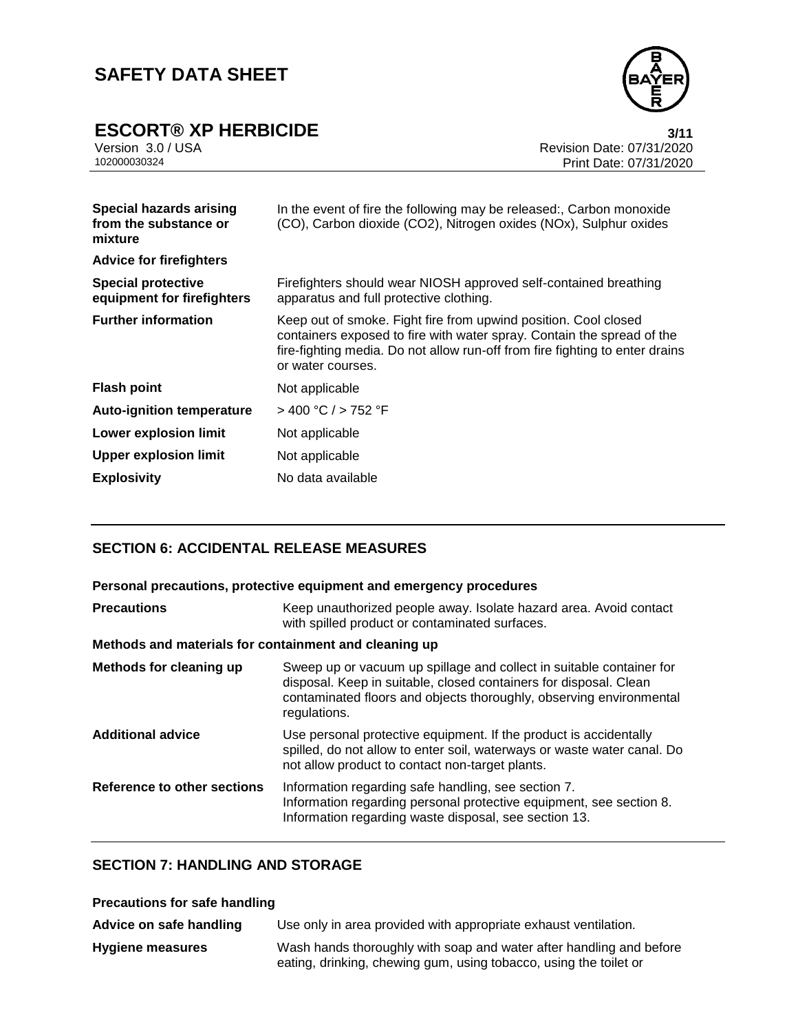| | |
|---|---|
| **Special hazards arising from the substance or mixture** | In the event of fire the following may be released:, Carbon monoxide (CO), Carbon dioxide ($CO_2$), Nitrogen oxides ($NO_x$), Sulphur oxides |
| **Advice for firefighters** | |
| **Special protective equipment for firefighters** | Firefighters should wear NIOSH approved self-contained breathing apparatus and full protective clothing. |
| **Further information** | Keep out of smoke. Fight fire from upwind position. Cool closed containers exposed to fire with water spray. Contain the spread of the fire-fighting media. Do not allow run-off from fire fighting to enter drains or water courses. |
| **Flash point** | Not applicable |
| **Auto-ignition temperature** | > 400 °C / > 752 °F |
| **Lower explosion limit** | Not applicable |
| **Upper explosion limit** | Not applicable |
| **Explosivity** | No data available |

## SECTION 6: ACCIDENTAL RELEASE MEASURES

**Personal precautions, protective equipment and emergency procedures**

| | |
|---|---|
| **Precautions** | Keep unauthorized people away. Isolate hazard area. Avoid contact with spilled product or contaminated surfaces. |

**Methods and materials for containment and cleaning up**

| | |
|---|---|
| **Methods for cleaning up** | Sweep up or vacuum up spillage and collect in suitable container for disposal. Keep in suitable, closed containers for disposal. Clean contaminated floors and objects thoroughly, observing environmental regulations. |
| **Additional advice** | Use personal protective equipment. If the product is accidentally spilled, do not allow to enter soil, waterways or waste water canal. Do not allow product to contact non-target plants. |
| **Reference to other sections** | Information regarding safe handling, see section 7. Information regarding personal protective equipment, see section 8. Information regarding waste disposal, see section 13. |

## SECTION 7: HANDLING AND STORAGE

**Precautions for safe handling**

| | |
|---|---|
| **Advice on safe handling** | Use only in area provided with appropriate exhaust ventilation. |
| **Hygiene measures** | Wash hands thoroughly with soap and water after handling and before eating, drinking, chewing gum, using tobacco, using the toilet or |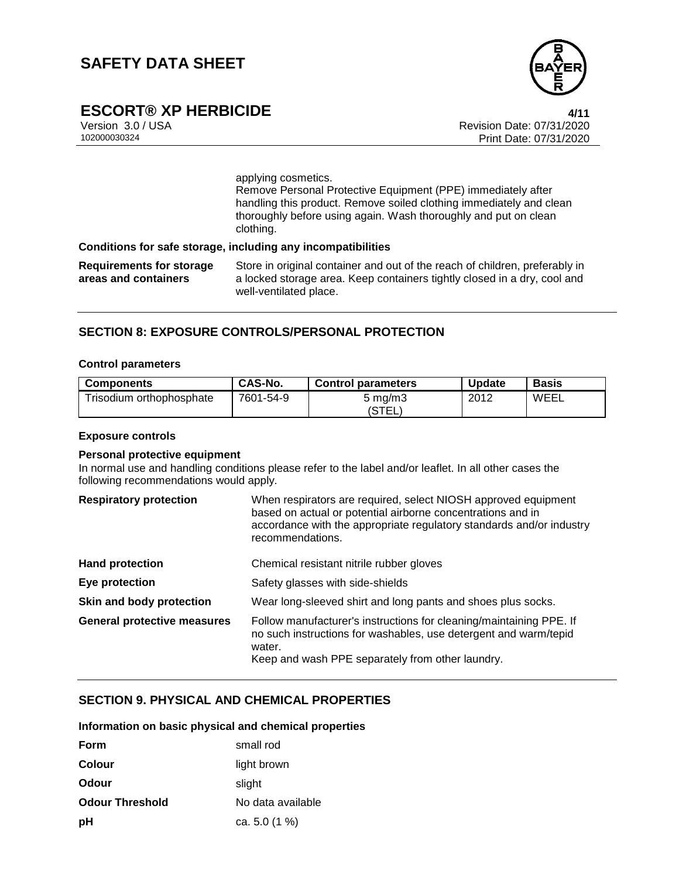applying cosmetics.
Remove Personal Protective Equipment (PPE) immediately after handling this product. Remove soiled clothing immediately and clean thoroughly before using again. Wash thoroughly and put on clean clothing.

**Conditions for safe storage, including any incompatibilities**

**Requirements for storage areas and containers** — Store in original container and out of the reach of children, preferably in a locked storage area. Keep containers tightly closed in a dry, cool and well-ventilated place.

## SECTION 8: EXPOSURE CONTROLS/PERSONAL PROTECTION

**Control parameters**

| Components | CAS-No. | Control parameters | Update | Basis |
|---|---|---|---|---|
| Trisodium orthophosphate | 7601-54-9 | 5 mg/m3 (STEL) | 2012 | WEEL |

**Exposure controls**

**Personal protective equipment**

In normal use and handling conditions please refer to the label and/or leaflet. In all other cases the following recommendations would apply.

**Respiratory protection** — When respirators are required, select NIOSH approved equipment based on actual or potential airborne concentrations and in accordance with the appropriate regulatory standards and/or industry recommendations.

**Hand protection** — Chemical resistant nitrile rubber gloves

**Eye protection** — Safety glasses with side-shields

**Skin and body protection** — Wear long-sleeved shirt and long pants and shoes plus socks.

**General protective measures** — Follow manufacturer's instructions for cleaning/maintaining PPE. If no such instructions for washables, use detergent and warm/tepid water.
Keep and wash PPE separately from other laundry.

## SECTION 9. PHYSICAL AND CHEMICAL PROPERTIES

**Information on basic physical and chemical properties**

**Form** — small rod

**Colour** — light brown

**Odour** — slight

**Odour Threshold** — No data available

**pH** — ca. 5.0 (1 %)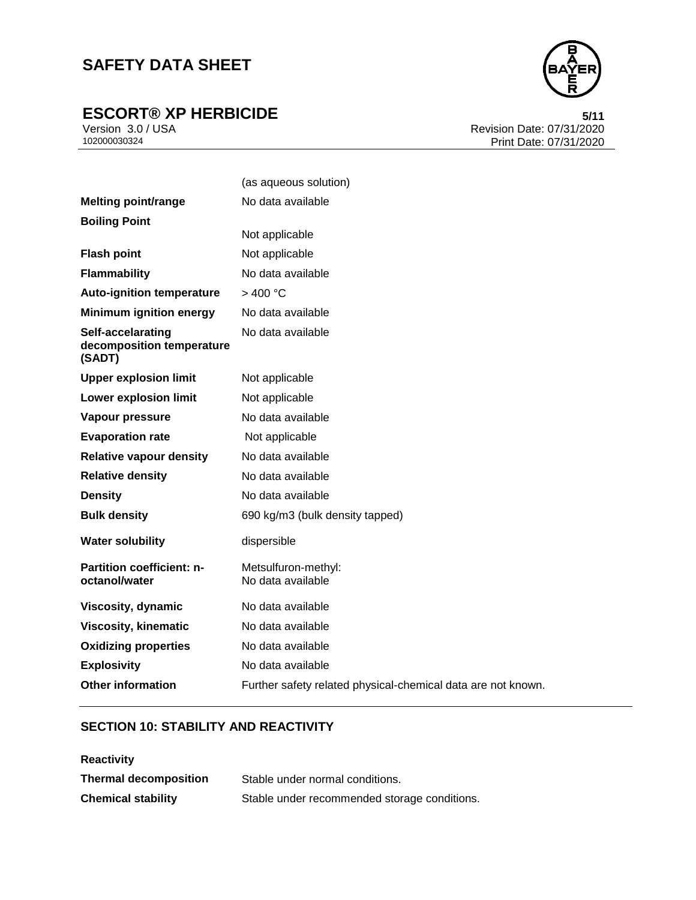| | |
|---|---|
| | (as aqueous solution) |
| **Melting point/range** | No data available |
| **Boiling Point** | Not applicable |
| **Flash point** | Not applicable |
| **Flammability** | No data available |
| **Auto-ignition temperature** | > 400 °C |
| **Minimum ignition energy** | No data available |
| **Self-accelarating decomposition temperature (SADT)** | No data available |
| **Upper explosion limit** | Not applicable |
| **Lower explosion limit** | Not applicable |
| **Vapour pressure** | No data available |
| **Evaporation rate** | Not applicable |
| **Relative vapour density** | No data available |
| **Relative density** | No data available |
| **Density** | No data available |
| **Bulk density** | 690 kg/m3 (bulk density tapped) |
| **Water solubility** | dispersible |
| **Partition coefficient: n-octanol/water** | Metsulfuron-methyl: No data available |
| **Viscosity, dynamic** | No data available |
| **Viscosity, kinematic** | No data available |
| **Oxidizing properties** | No data available |
| **Explosivity** | No data available |
| **Other information** | Further safety related physical-chemical data are not known. |

## SECTION 10: STABILITY AND REACTIVITY

**Reactivity**

| | |
|---|---|
| **Thermal decomposition** | Stable under normal conditions. |
| **Chemical stability** | Stable under recommended storage conditions. |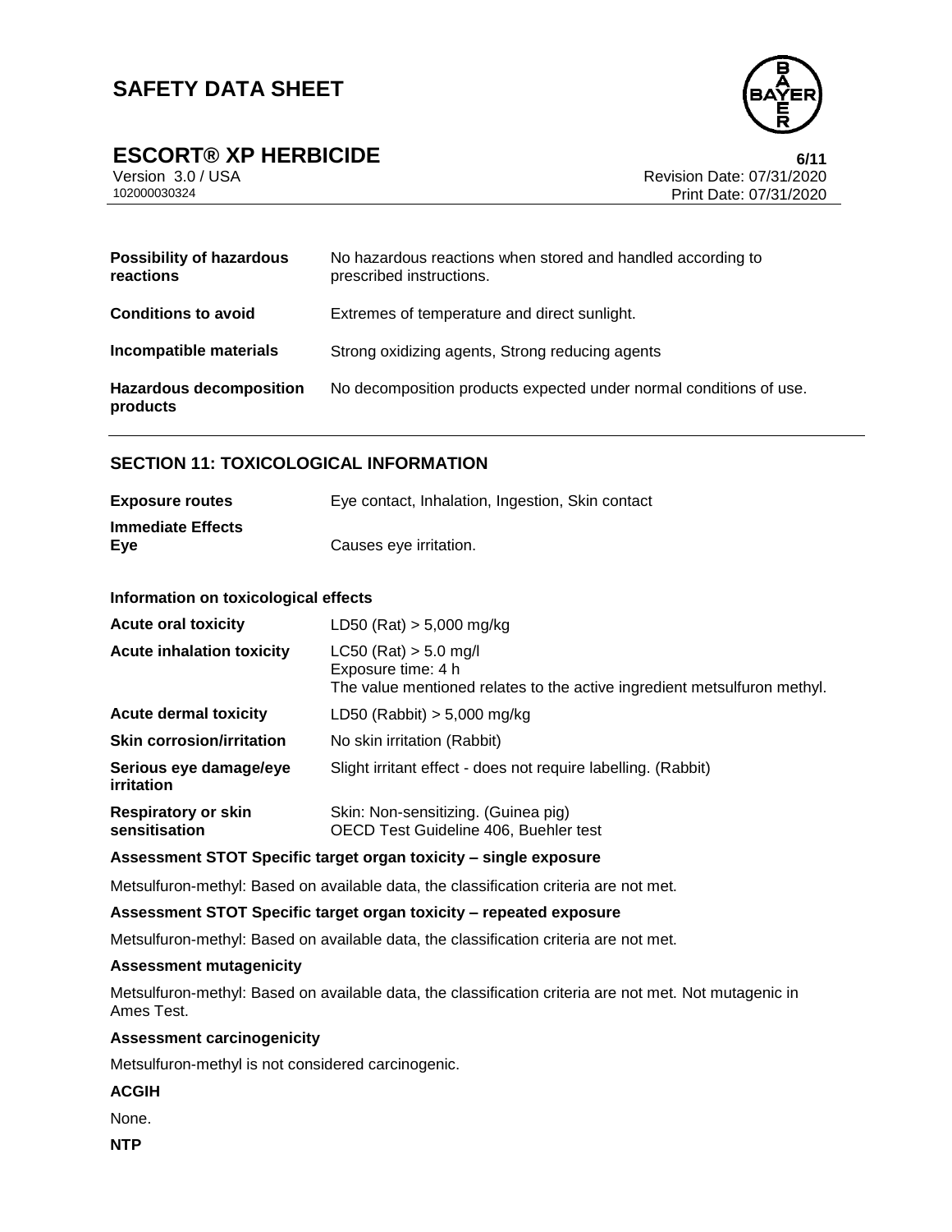| | |
|---|---|
| **Possibility of hazardous reactions** | No hazardous reactions when stored and handled according to prescribed instructions. |
| **Conditions to avoid** | Extremes of temperature and direct sunlight. |
| **Incompatible materials** | Strong oxidizing agents, Strong reducing agents |
| **Hazardous decomposition products** | No decomposition products expected under normal conditions of use. |

## SECTION 11: TOXICOLOGICAL INFORMATION

| | |
|---|---|
| **Exposure routes** | Eye contact, Inhalation, Ingestion, Skin contact |
| **Immediate Effects** | |
| **Eye** | Causes eye irritation. |

### Information on toxicological effects

| | |
|---|---|
| **Acute oral toxicity** | LD50 (Rat) > 5,000 mg/kg |
| **Acute inhalation toxicity** | LC50 (Rat) > 5.0 mg/l<br>Exposure time: 4 h<br>The value mentioned relates to the active ingredient metsulfuron methyl. |
| **Acute dermal toxicity** | LD50 (Rabbit) > 5,000 mg/kg |
| **Skin corrosion/irritation** | No skin irritation (Rabbit) |
| **Serious eye damage/eye irritation** | Slight irritant effect - does not require labelling. (Rabbit) |
| **Respiratory or skin sensitisation** | Skin: Non-sensitizing. (Guinea pig)<br>OECD Test Guideline 406, Buehler test |

**Assessment STOT Specific target organ toxicity – single exposure**

Metsulfuron-methyl: Based on available data, the classification criteria are not met.

**Assessment STOT Specific target organ toxicity – repeated exposure**

Metsulfuron-methyl: Based on available data, the classification criteria are not met.

**Assessment mutagenicity**

Metsulfuron-methyl: Based on available data, the classification criteria are not met. Not mutagenic in Ames Test.

**Assessment carcinogenicity**

Metsulfuron-methyl is not considered carcinogenic.

**ACGIH**

None.

**NTP**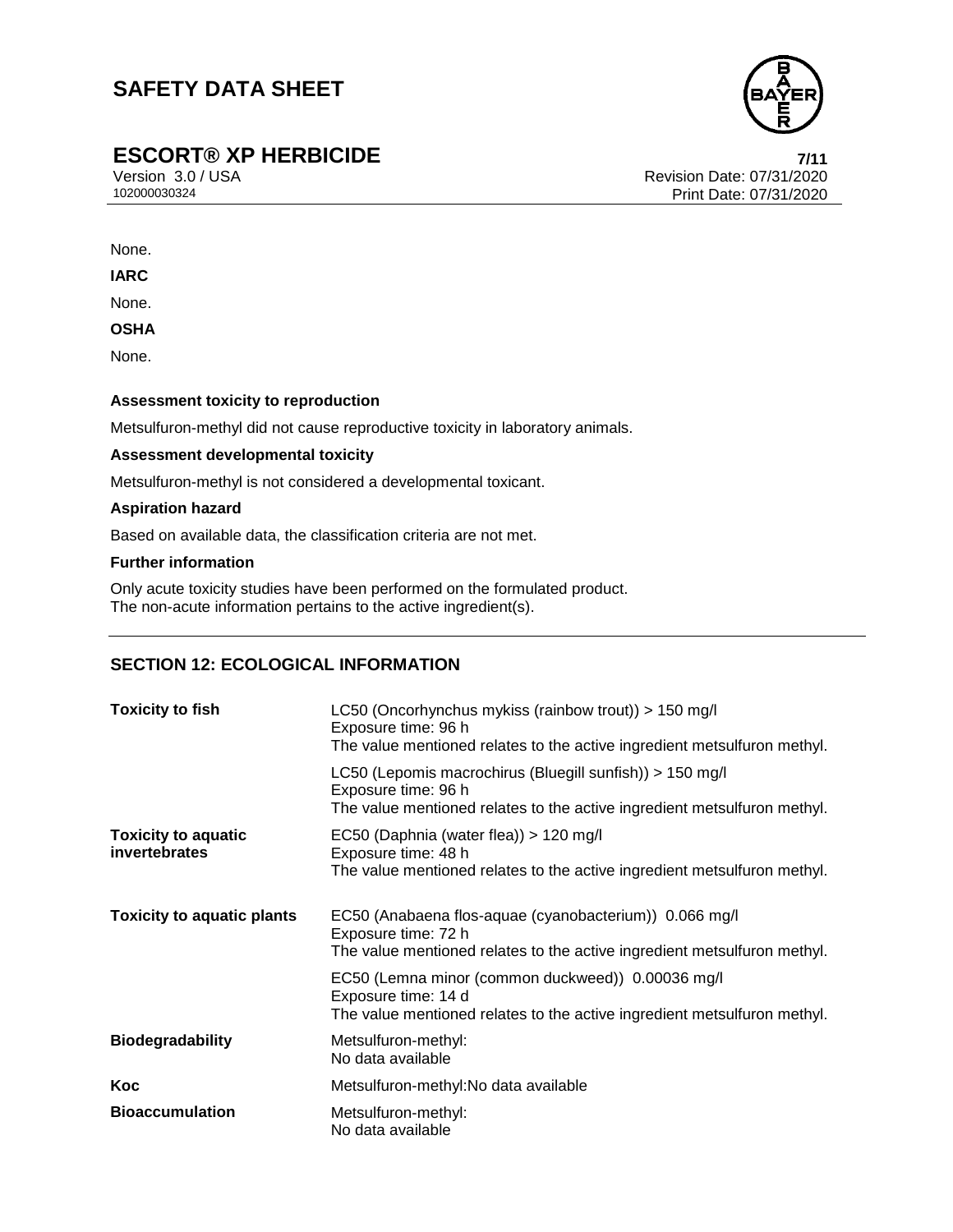None.

**IARC**

None.

**OSHA**

None.

**Assessment toxicity to reproduction**

Metsulfuron-methyl did not cause reproductive toxicity in laboratory animals.

**Assessment developmental toxicity**

Metsulfuron-methyl is not considered a developmental toxicant.

**Aspiration hazard**

Based on available data, the classification criteria are not met.

**Further information**

Only acute toxicity studies have been performed on the formulated product.
The non-acute information pertains to the active ingredient(s).

## SECTION 12: ECOLOGICAL INFORMATION

| | |
|---|---|
| **Toxicity to fish** | LC50 (Oncorhynchus mykiss (rainbow trout)) > 150 mg/l<br>Exposure time: 96 h<br>The value mentioned relates to the active ingredient metsulfuron methyl. |
| | LC50 (Lepomis macrochirus (Bluegill sunfish)) > 150 mg/l<br>Exposure time: 96 h<br>The value mentioned relates to the active ingredient metsulfuron methyl. |
| **Toxicity to aquatic invertebrates** | EC50 (Daphnia (water flea)) > 120 mg/l<br>Exposure time: 48 h<br>The value mentioned relates to the active ingredient metsulfuron methyl. |
| **Toxicity to aquatic plants** | EC50 (Anabaena flos-aquae (cyanobacterium)) 0.066 mg/l<br>Exposure time: 72 h<br>The value mentioned relates to the active ingredient metsulfuron methyl. |
| | EC50 (Lemna minor (common duckweed)) 0.00036 mg/l<br>Exposure time: 14 d<br>The value mentioned relates to the active ingredient metsulfuron methyl. |
| **Biodegradability** | Metsulfuron-methyl:<br>No data available |
| **Koc** | Metsulfuron-methyl:No data available |
| **Bioaccumulation** | Metsulfuron-methyl:<br>No data available |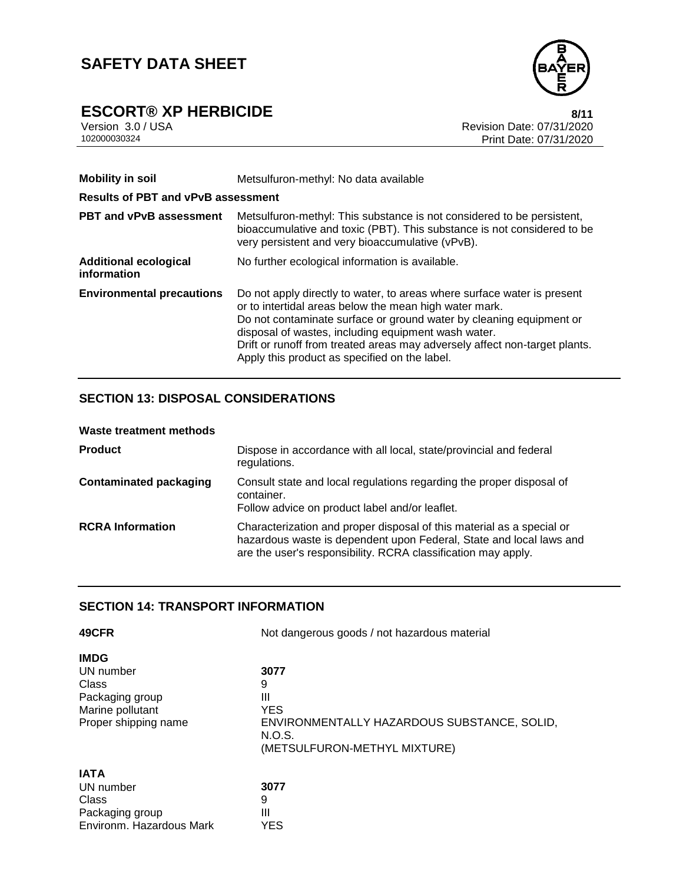| | |
|---|---|
| **Mobility in soil** | Metsulfuron-methyl: No data available |

**Results of PBT and vPvB assessment**

| | |
|---|---|
| **PBT and vPvB assessment** | Metsulfuron-methyl: This substance is not considered to be persistent, bioaccumulative and toxic (PBT). This substance is not considered to be very persistent and very bioaccumulative (vPvB). |
| **Additional ecological information** | No further ecological information is available. |
| **Environmental precautions** | Do not apply directly to water, to areas where surface water is present or to intertidal areas below the mean high water mark.<br>Do not contaminate surface or ground water by cleaning equipment or disposal of wastes, including equipment wash water.<br>Drift or runoff from treated areas may adversely affect non-target plants.<br>Apply this product as specified on the label. |

## SECTION 13: DISPOSAL CONSIDERATIONS

**Waste treatment methods**

| | |
|---|---|
| **Product** | Dispose in accordance with all local, state/provincial and federal regulations. |
| **Contaminated packaging** | Consult state and local regulations regarding the proper disposal of container.<br>Follow advice on product label and/or leaflet. |
| **RCRA Information** | Characterization and proper disposal of this material as a special or hazardous waste is dependent upon Federal, State and local laws and are the user's responsibility. RCRA classification may apply. |

## SECTION 14: TRANSPORT INFORMATION

| | |
|---|---|
| **49CFR** | Not dangerous goods / not hazardous material |

**IMDG**

| | |
|---|---|
| UN number | **3077** |
| Class | 9 |
| Packaging group | III |
| Marine pollutant | YES |
| Proper shipping name | ENVIRONMENTALLY HAZARDOUS SUBSTANCE, SOLID, N.O.S. (METSULFURON-METHYL MIXTURE) |

**IATA**

| | |
|---|---|
| UN number | **3077** |
| Class | 9 |
| Packaging group | III |
| Environm. Hazardous Mark | YES |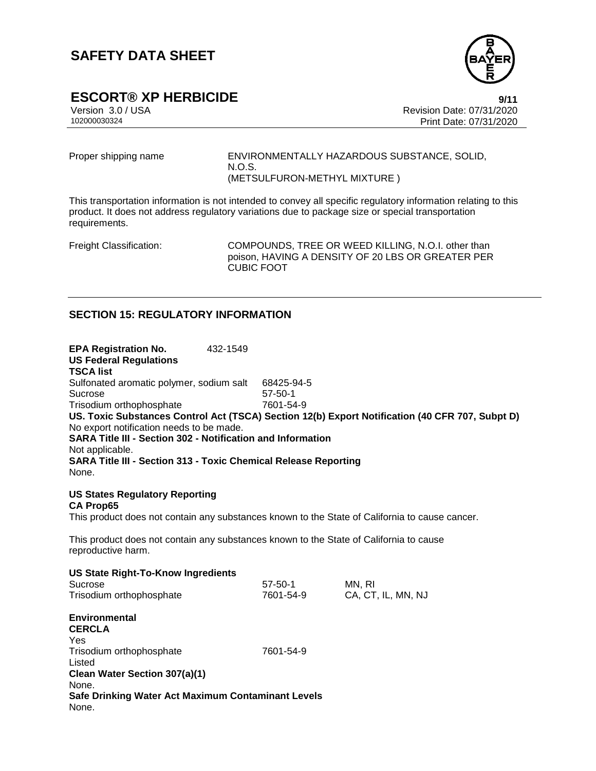| | |
|---|---|
| Proper shipping name | ENVIRONMENTALLY HAZARDOUS SUBSTANCE, SOLID, N.O.S. (METSULFURON-METHYL MIXTURE ) |

This transportation information is not intended to convey all specific regulatory information relating to this product. It does not address regulatory variations due to package size or special transportation requirements.

| | |
|---|---|
| Freight Classification: | COMPOUNDS, TREE OR WEED KILLING, N.O.I. other than poison, HAVING A DENSITY OF 20 LBS OR GREATER PER CUBIC FOOT |

## SECTION 15: REGULATORY INFORMATION

**EPA Registration No.** 432-1549

**US Federal Regulations**

**TSCA list**

| | |
|---|---|
| Sulfonated aromatic polymer, sodium salt | 68425-94-5 |
| Sucrose | 57-50-1 |
| Trisodium orthophosphate | 7601-54-9 |

**US. Toxic Substances Control Act (TSCA) Section 12(b) Export Notification (40 CFR 707, Subpt D)**

No export notification needs to be made.

**SARA Title III - Section 302 - Notification and Information**

Not applicable.

**SARA Title III - Section 313 - Toxic Chemical Release Reporting**

None.

**US States Regulatory Reporting**

**CA Prop65**

This product does not contain any substances known to the State of California to cause cancer.

This product does not contain any substances known to the State of California to cause reproductive harm.

**US State Right-To-Know Ingredients**

| | | |
|---|---|---|
| Sucrose | 57-50-1 | MN, RI |
| Trisodium orthophosphate | 7601-54-9 | CA, CT, IL, MN, NJ |

**Environmental**

**CERCLA**

Yes

| | |
|---|---|
| Trisodium orthophosphate | 7601-54-9 |

Listed

**Clean Water Section 307(a)(1)**

None.

**Safe Drinking Water Act Maximum Contaminant Levels**

None.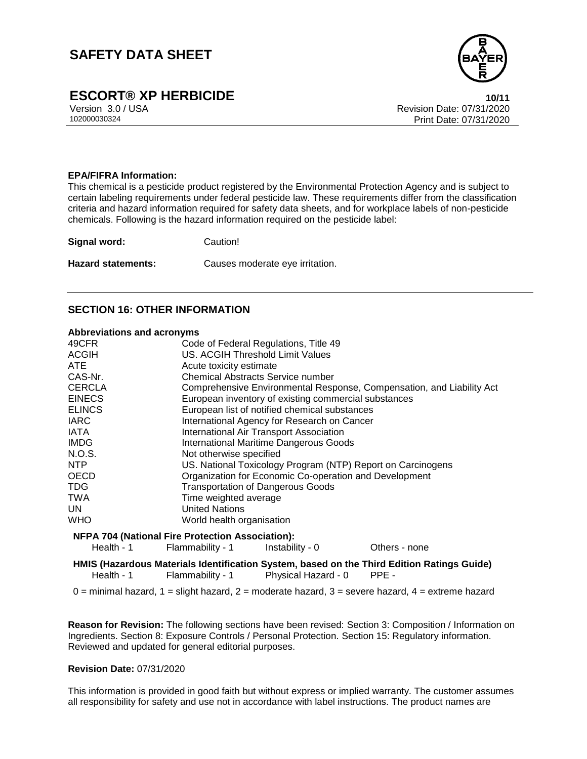**EPA/FIFRA Information:**

This chemical is a pesticide product registered by the Environmental Protection Agency and is subject to certain labeling requirements under federal pesticide law. These requirements differ from the classification criteria and hazard information required for safety data sheets, and for workplace labels of non-pesticide chemicals. Following is the hazard information required on the pesticide label:

**Signal word:** Caution!

**Hazard statements:** Causes moderate eye irritation.

## SECTION 16: OTHER INFORMATION

**Abbreviations and acronyms**

| | |
|---|---|
| 49CFR | Code of Federal Regulations, Title 49 |
| ACGIH | US. ACGIH Threshold Limit Values |
| ATE | Acute toxicity estimate |
| CAS-Nr. | Chemical Abstracts Service number |
| CERCLA | Comprehensive Environmental Response, Compensation, and Liability Act |
| EINECS | European inventory of existing commercial substances |
| ELINCS | European list of notified chemical substances |
| IARC | International Agency for Research on Cancer |
| IATA | International Air Transport Association |
| IMDG | International Maritime Dangerous Goods |
| N.O.S. | Not otherwise specified |
| NTP | US. National Toxicology Program (NTP) Report on Carcinogens |
| OECD | Organization for Economic Co-operation and Development |
| TDG | Transportation of Dangerous Goods |
| TWA | Time weighted average |
| UN | United Nations |
| WHO | World health organisation |

**NFPA 704 (National Fire Protection Association):**

Health - 1 Flammability - 1 Instability - 0 Others - none

**HMIS (Hazardous Materials Identification System, based on the Third Edition Ratings Guide)**

Health - 1 Flammability - 1 Physical Hazard - 0 PPE -

0 = minimal hazard, 1 = slight hazard, 2 = moderate hazard, 3 = severe hazard, 4 = extreme hazard

**Reason for Revision:** The following sections have been revised: Section 3: Composition / Information on Ingredients. Section 8: Exposure Controls / Personal Protection. Section 15: Regulatory information. Reviewed and updated for general editorial purposes.

**Revision Date:** 07/31/2020

This information is provided in good faith but without express or implied warranty. The customer assumes all responsibility for safety and use not in accordance with label instructions. The product names are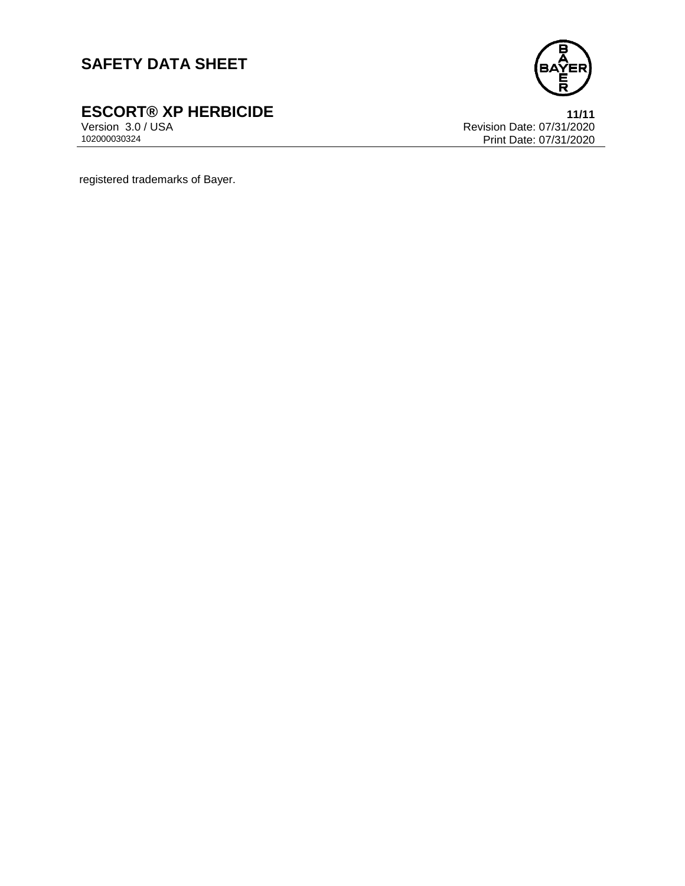registered trademarks of Bayer.